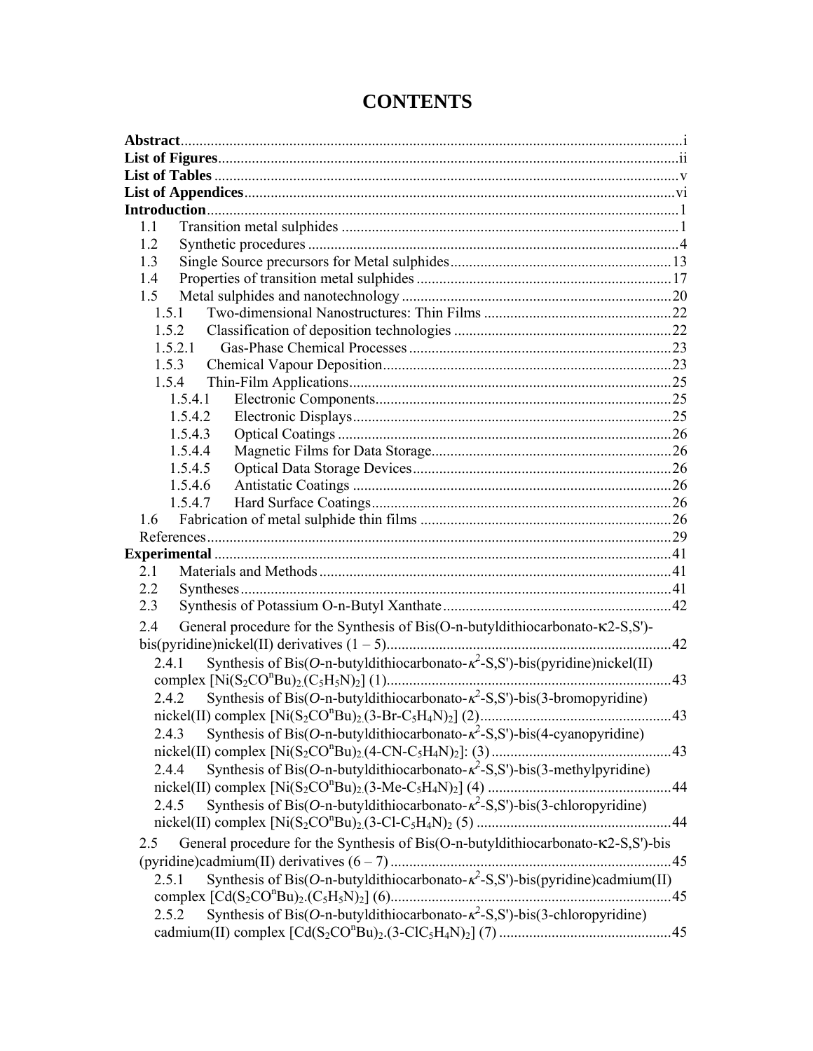# CONTENTS

**Abstract** .......... i
**List of Figures** .......... ii
**List of Tables** .......... v
**List of Appendices** .......... vi
**Introduction** .......... 1

- 1.1 Transition metal sulphides .......... 1
- 1.2 Synthetic procedures .......... 4
- 1.3 Single Source precursors for Metal sulphides .......... 13
- 1.4 Properties of transition metal sulphides .......... 17
- 1.5 Metal sulphides and nanotechnology .......... 20
  - 1.5.1 Two-dimensional Nanostructures: Thin Films .......... 22
  - 1.5.2 Classification of deposition technologies .......... 22
  - 1.5.2.1 Gas-Phase Chemical Processes .......... 23
  - 1.5.3 Chemical Vapour Deposition .......... 23
  - 1.5.4 Thin-Film Applications .......... 25
    - 1.5.4.1 Electronic Components .......... 25
    - 1.5.4.2 Electronic Displays .......... 25
    - 1.5.4.3 Optical Coatings .......... 26
    - 1.5.4.4 Magnetic Films for Data Storage .......... 26
    - 1.5.4.5 Optical Data Storage Devices .......... 26
    - 1.5.4.6 Antistatic Coatings .......... 26
    - 1.5.4.7 Hard Surface Coatings .......... 26
- 1.6 Fabrication of metal sulphide thin films .......... 26
- References .......... 29

**Experimental** .......... 41

- 2.1 Materials and Methods .......... 41
- 2.2 Syntheses .......... 41
- 2.3 Synthesis of Potassium O-n-Butyl Xanthate .......... 42
- 2.4 General procedure for the Synthesis of Bis(O-n-butyldithiocarbonato-κ2-S,S')-bis(pyridine)nickel(II) derivatives (1 – 5) .......... 42
  - 2.4.1 Synthesis of Bis(*O*-n-butyldithiocarbonato-$\kappa^2$-S,S')-bis(pyridine)nickel(II) complex [$Ni(S_2CO^nBu)_2.(C_5H_5N)_2$] (1) .......... 43
  - 2.4.2 Synthesis of Bis(*O*-n-butyldithiocarbonato-$\kappa^2$-S,S')-bis(3-bromopyridine) nickel(II) complex [$Ni(S_2CO^nBu)_2.(3\text{-}Br\text{-}C_5H_4N)_2$] (2) .......... 43
  - 2.4.3 Synthesis of Bis(*O*-n-butyldithiocarbonato-$\kappa^2$-S,S')-bis(4-cyanopyridine) nickel(II) complex [$Ni(S_2CO^nBu)_2.(4\text{-}CN\text{-}C_5H_4N)_2$]: (3) .......... 43
  - 2.4.4 Synthesis of Bis(*O*-n-butyldithiocarbonato-$\kappa^2$-S,S')-bis(3-methylpyridine) nickel(II) complex [$Ni(S_2CO^nBu)_2.(3\text{-}Me\text{-}C_5H_4N)_2$] (4) .......... 44
  - 2.4.5 Synthesis of Bis(*O*-n-butyldithiocarbonato-$\kappa^2$-S,S')-bis(3-chloropyridine) nickel(II) complex [$Ni(S_2CO^nBu)_2.(3\text{-}Cl\text{-}C_5H_4N)_2$ (5) .......... 44
- 2.5 General procedure for the Synthesis of Bis(O-n-butyldithiocarbonato-κ2-S,S')-bis (pyridine)cadmium(II) derivatives (6 – 7) .......... 45
  - 2.5.1 Synthesis of Bis(*O*-n-butyldithiocarbonato-$\kappa^2$-S,S')-bis(pyridine)cadmium(II) complex [$Cd(S_2CO^nBu)_2.(C_5H_5N)_2$] (6) .......... 45
  - 2.5.2 Synthesis of Bis(*O*-n-butyldithiocarbonato-$\kappa^2$-S,S')-bis(3-chloropyridine) cadmium(II) complex [$Cd(S_2CO^nBu)_2.(3\text{-}ClC_5H_4N)_2$] (7) .......... 45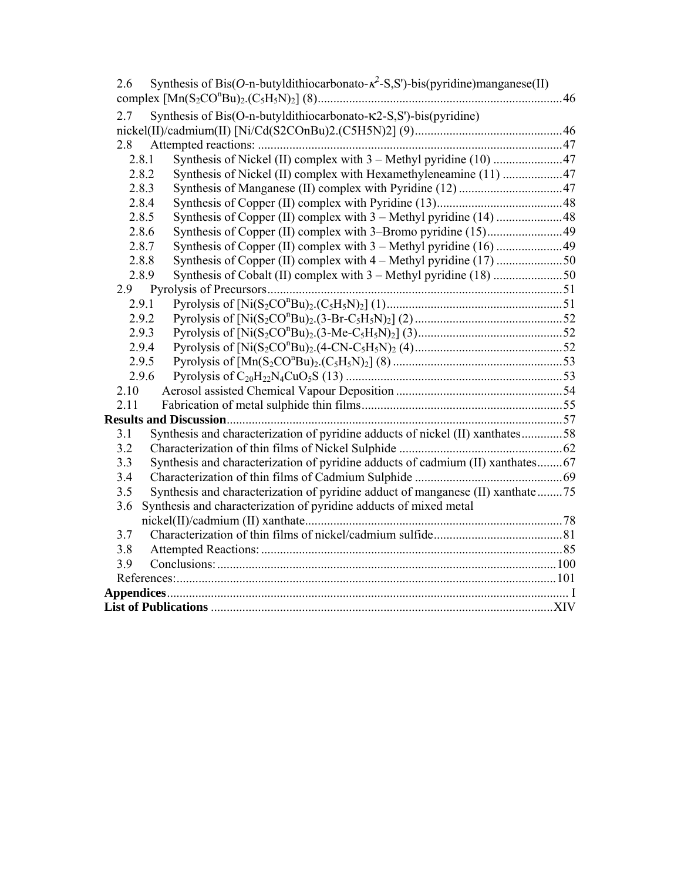2.6 Synthesis of Bis(*O*-n-butyldithiocarbonato-$\kappa^2$-S,S')-bis(pyridine)manganese(II) complex $[Mn(S_2CO^nBu)_2.(C_5H_5N)_2]$ (8) ..... 46

2.7 Synthesis of Bis(O-n-butyldithiocarbonato-κ2-S,S')-bis(pyridine) nickel(II)/cadmium(II) [Ni/Cd(S2COnBu)2.(C5H5N)2] (9) ..... 46

2.8 Attempted reactions: ..... 47

- 2.8.1 Synthesis of Nickel (II) complex with 3 – Methyl pyridine (10) ..... 47
- 2.8.2 Synthesis of Nickel (II) complex with Hexamethyleneamine (11) ..... 47
- 2.8.3 Synthesis of Manganese (II) complex with Pyridine (12) ..... 47
- 2.8.4 Synthesis of Copper (II) complex with Pyridine (13) ..... 48
- 2.8.5 Synthesis of Copper (II) complex with 3 – Methyl pyridine (14) ..... 48
- 2.8.6 Synthesis of Copper (II) complex with 3–Bromo pyridine (15) ..... 49
- 2.8.7 Synthesis of Copper (II) complex with 3 – Methyl pyridine (16) ..... 49
- 2.8.8 Synthesis of Copper (II) complex with 4 – Methyl pyridine (17) ..... 50
- 2.8.9 Synthesis of Cobalt (II) complex with 3 – Methyl pyridine (18) ..... 50

2.9 Pyrolysis of Precursors ..... 51

- 2.9.1 Pyrolysis of $[Ni(S_2CO^nBu)_2.(C_5H_5N)_2]$ (1) ..... 51
- 2.9.2 Pyrolysis of $[Ni(S_2CO^nBu)_2.(3\text{-}Br\text{-}C_5H_5N)_2]$ (2) ..... 52
- 2.9.3 Pyrolysis of $[Ni(S_2CO^nBu)_2.(3\text{-}Me\text{-}C_5H_5N)_2]$ (3) ..... 52
- 2.9.4 Pyrolysis of $[Ni(S_2CO^nBu)_2.(4\text{-}CN\text{-}C_5H_5N)_2$ (4) ..... 52
- 2.9.5 Pyrolysis of $[Mn(S_2CO^nBu)_2.(C_5H_5N)_2]$ (8) ..... 53
- 2.9.6 Pyrolysis of $C_{20}H_{22}N_4CuO_5S$ (13) ..... 53

2.10 Aerosol assisted Chemical Vapour Deposition ..... 54

2.11 Fabrication of metal sulphide thin films ..... 55

**Results and Discussion** ..... 57

3.1 Synthesis and characterization of pyridine adducts of nickel (II) xanthates ..... 58

3.2 Characterization of thin films of Nickel Sulphide ..... 62

3.3 Synthesis and characterization of pyridine adducts of cadmium (II) xanthates ..... 67

3.4 Characterization of thin films of Cadmium Sulphide ..... 69

3.5 Synthesis and characterization of pyridine adduct of manganese (II) xanthate ..... 75

3.6 Synthesis and characterization of pyridine adducts of mixed metal nickel(II)/cadmium (II) xanthate ..... 78

3.7 Characterization of thin films of nickel/cadmium sulfide ..... 81

3.8 Attempted Reactions: ..... 85

3.9 Conclusions: ..... 100

References: ..... 101

**Appendices** ..... I

**List of Publications** ..... XIV